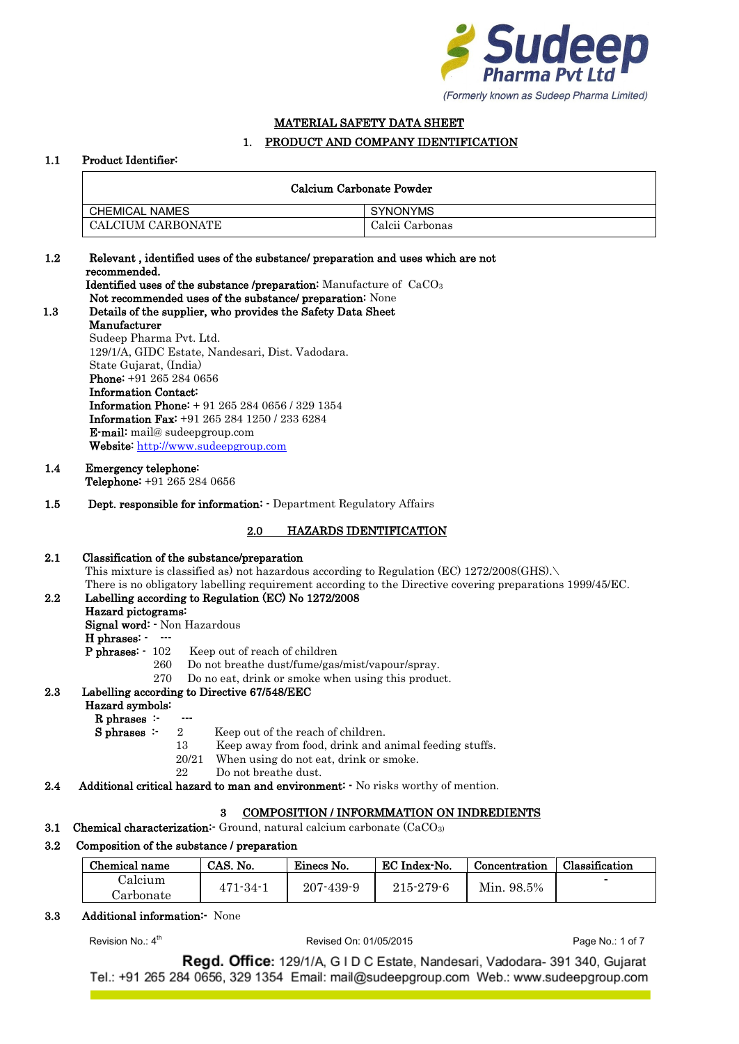**Sudeep Pharma Pvt Ltd**
(Formerly known as Sudeep Pharma Limited)

# MATERIAL SAFETY DATA SHEET

## 1. PRODUCT AND COMPANY IDENTIFICATION

**1.1 Product Identifier:**

| Calcium Carbonate Powder | |
|---|---|
| CHEMICAL NAMES | SYNONYMS |
| CALCIUM CARBONATE | Calcii Carbonas |

**1.2 Relevant , identified uses of the substance/ preparation and uses which are not recommended.**

**Identified uses of the substance /preparation:** Manufacture of $CaCO_3$

**Not recommended uses of the substance/ preparation:** None

**1.3 Details of the supplier, who provides the Safety Data Sheet**

**Manufacturer**

Sudeep Pharma Pvt. Ltd.
129/1/A, GIDC Estate, Nandesari, Dist. Vadodara.
State Gujarat, (India)
**Phone:** +91 265 284 0656
**Information Contact:**
**Information Phone:** + 91 265 284 0656 / 329 1354
**Information Fax:** +91 265 284 1250 / 233 6284
**E-mail:** mail@ sudeepgroup.com
**Website:** http://www.sudeepgroup.com

**1.4 Emergency telephone:**
**Telephone:** +91 265 284 0656

**1.5 Dept. responsible for information:** - Department Regulatory Affairs

## 2.0 HAZARDS IDENTIFICATION

**2.1 Classification of the substance/preparation**

This mixture is classified as) not hazardous according to Regulation (EC) 1272/2008(GHS).\
There is no obligatory labelling requirement according to the Directive covering preparations 1999/45/EC.

**2.2 Labelling according to Regulation (EC) No 1272/2008**

**Hazard pictograms:**
**Signal word:** - Non Hazardous
**H phrases:** - ---
**P phrases:** -
- 102 Keep out of reach of children
- 260 Do not breathe dust/fume/gas/mist/vapour/spray.
- 270 Do no eat, drink or smoke when using this product.

**2.3 Labelling according to Directive 67/548/EEC**

**Hazard symbols:**
**R phrases** :- ---
**S phrases** :-
- 2 Keep out of the reach of children.
- 13 Keep away from food, drink and animal feeding stuffs.
- 20/21 When using do not eat, drink or smoke.
- 22 Do not breathe dust.

**2.4 Additional critical hazard to man and environment:** - No risks worthy of mention.

## 3 COMPOSITION / INFORMMATION ON INDREDIENTS

**3.1 Chemical characterization**:- Ground, natural calcium carbonate ($CaCO_3$)

**3.2 Composition of the substance / preparation**

| Chemical name | CAS. No. | Einecs No. | EC Index-No. | Concentration | Classification |
|---|---|---|---|---|---|
| Calcium Carbonate | 471-34-1 | 207-439-9 | 215-279-6 | Min. 98.5% | - |

**3.3 Additional information**:- None

Revision No.: 4th Revised On: 01/05/2015

**Regd. Office:** 129/1/A, G I D C Estate, Nandesari, Vadodara- 391 340, Gujarat
Tel.: +91 265 284 0656, 329 1354 Email: mail@sudeepgroup.com Web.: www.sudeepgroup.com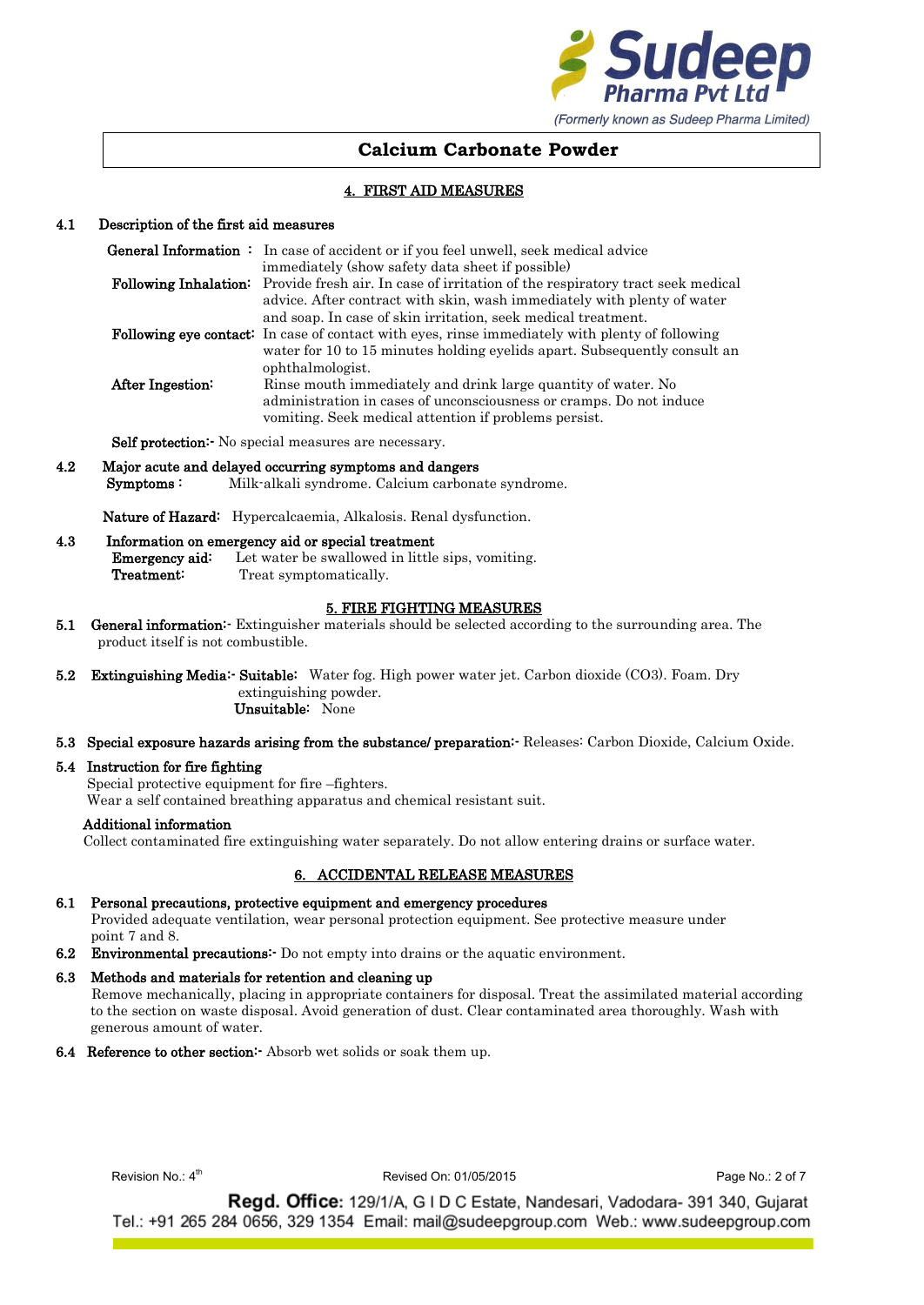# Calcium Carbonate Powder

## 4. FIRST AID MEASURES

**4.1 Description of the first aid measures**

**General Information :** In case of accident or if you feel unwell, seek medical advice immediately (show safety data sheet if possible)

**Following Inhalation:** Provide fresh air. In case of irritation of the respiratory tract seek medical advice. After contract with skin, wash immediately with plenty of water and soap. In case of skin irritation, seek medical treatment.

**Following eye contact:** In case of contact with eyes, rinse immediately with plenty of following water for 10 to 15 minutes holding eyelids apart. Subsequently consult an ophthalmologist.

**After Ingestion:** Rinse mouth immediately and drink large quantity of water. No administration in cases of unconsciousness or cramps. Do not induce vomiting. Seek medical attention if problems persist.

**Self protection:-** No special measures are necessary.

**4.2 Major acute and delayed occurring symptoms and dangers**

**Symptoms :** Milk-alkali syndrome. Calcium carbonate syndrome.

**Nature of Hazard:** Hypercalcaemia, Alkalosis. Renal dysfunction.

**4.3 Information on emergency aid or special treatment**

**Emergency aid:** Let water be swallowed in little sips, vomiting.

**Treatment:** Treat symptomatically.

## 5. FIRE FIGHTING MEASURES

**5.1 General information:-** Extinguisher materials should be selected according to the surrounding area. The product itself is not combustible.

**5.2 Extinguishing Media:- Suitable:** Water fog. High power water jet. Carbon dioxide (CO3). Foam. Dry extinguishing powder.

**Unsuitable:** None

**5.3 Special exposure hazards arising from the substance/ preparation:-** Releases: Carbon Dioxide, Calcium Oxide.

**5.4 Instruction for fire fighting**

Special protective equipment for fire –fighters.

Wear a self contained breathing apparatus and chemical resistant suit.

**Additional information**

Collect contaminated fire extinguishing water separately. Do not allow entering drains or surface water.

## 6. ACCIDENTAL RELEASE MEASURES

**6.1 Personal precautions, protective equipment and emergency procedures**

Provided adequate ventilation, wear personal protection equipment. See protective measure under point 7 and 8.

**6.2 Environmental precautions:-** Do not empty into drains or the aquatic environment.

**6.3 Methods and materials for retention and cleaning up**

Remove mechanically, placing in appropriate containers for disposal. Treat the assimilated material according to the section on waste disposal. Avoid generation of dust. Clear contaminated area thoroughly. Wash with generous amount of water.

**6.4 Reference to other section:-** Absorb wet solids or soak them up.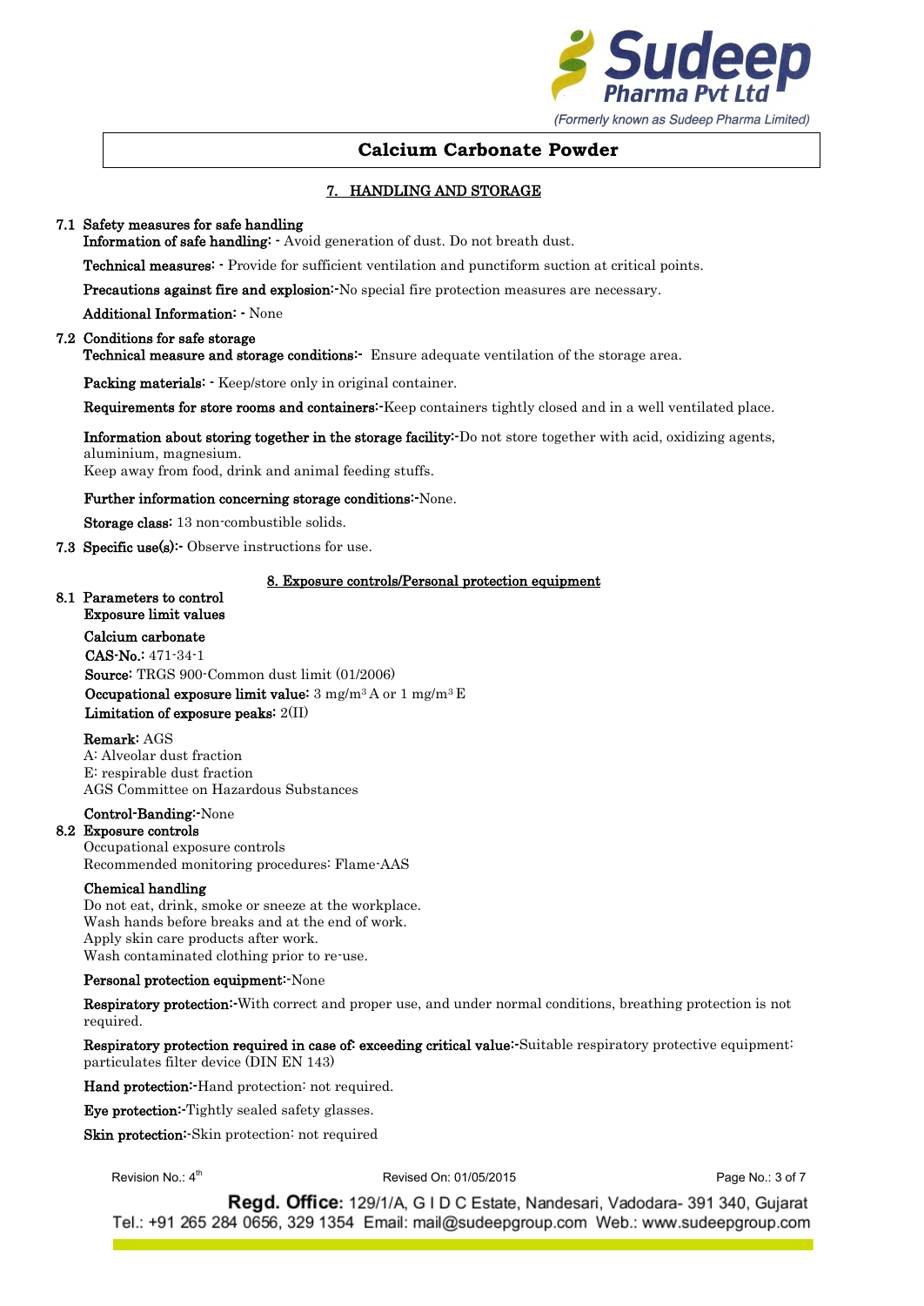# Calcium Carbonate Powder

## 7. HANDLING AND STORAGE

**7.1 Safety measures for safe handling**

**Information of safe handling: -** Avoid generation of dust. Do not breath dust.

**Technical measures: -** Provide for sufficient ventilation and punctiform suction at critical points.

**Precautions against fire and explosion:-**No special fire protection measures are necessary.

**Additional Information: -** None

**7.2 Conditions for safe storage**

**Technical measure and storage conditions:-** Ensure adequate ventilation of the storage area.

**Packing materials: -** Keep/store only in original container.

**Requirements for store rooms and containers:-**Keep containers tightly closed and in a well ventilated place.

**Information about storing together in the storage facility:-**Do not store together with acid, oxidizing agents, aluminium, magnesium.
Keep away from food, drink and animal feeding stuffs.

**Further information concerning storage conditions:-**None.

**Storage class:** 13 non-combustible solids.

**7.3 Specific use(s):-** Observe instructions for use.

## 8. Exposure controls/Personal protection equipment

**8.1 Parameters to control**

**Exposure limit values**

**Calcium carbonate**

**CAS-No.:** 471-34-1

**Source:** TRGS 900-Common dust limit (01/2006)

**Occupational exposure limit value:** 3 mg/m$^3$ A or 1 mg/m$^3$ E

**Limitation of exposure peaks:** 2(II)

**Remark:** AGS
A: Alveolar dust fraction
E: respirable dust fraction
AGS Committee on Hazardous Substances

**Control-Banding:-**None

**8.2 Exposure controls**

Occupational exposure controls
Recommended monitoring procedures: Flame-AAS

**Chemical handling**

Do not eat, drink, smoke or sneeze at the workplace.
Wash hands before breaks and at the end of work.
Apply skin care products after work.
Wash contaminated clothing prior to re-use.

**Personal protection equipment:-**None

**Respiratory protection:-**With correct and proper use, and under normal conditions, breathing protection is not required.

**Respiratory protection required in case of: exceeding critical value:-**Suitable respiratory protective equipment: particulates filter device (DIN EN 143)

**Hand protection:-**Hand protection: not required.

**Eye protection:-**Tightly sealed safety glasses.

**Skin protection:-**Skin protection: not required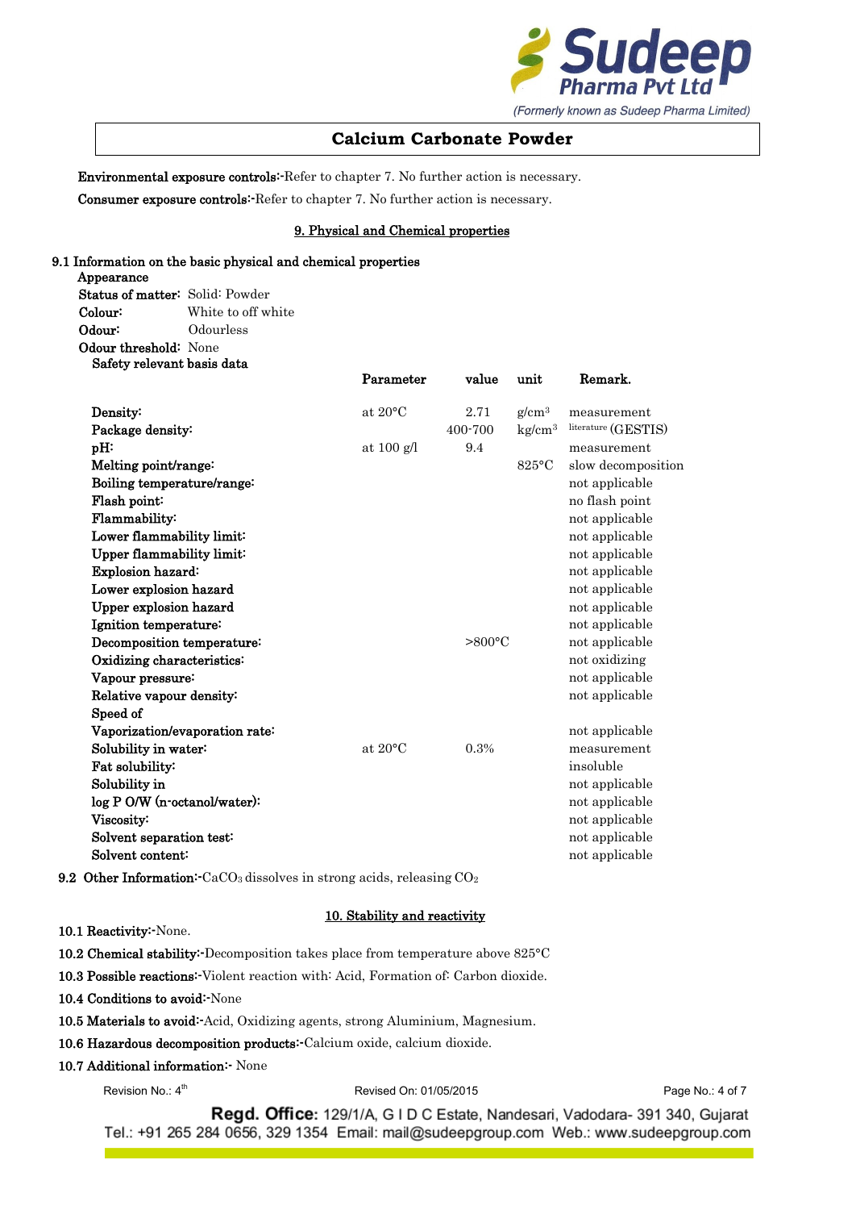**Calcium Carbonate Powder**

**Environmental exposure controls**:-Refer to chapter 7. No further action is necessary.

**Consumer exposure controls**:-Refer to chapter 7. No further action is necessary.

## 9. Physical and Chemical properties

**9.1 Information on the basic physical and chemical properties**

**Appearance**

**Status of matter**: Solid: Powder
**Colour**: White to off white
**Odour**: Odourless
**Odour threshold**: None

**Safety relevant basis data**

| | Parameter | value | unit | Remark. |
|---|---|---|---|---|
| **Density**: | at 20°C | 2.71 | $g/cm^3$ | measurement |
| **Package density**: | | 400-700 | $kg/cm^3$ | literature (GESTIS) |
| **pH**: | at 100 g/l | 9.4 | | measurement |
| **Melting point/range**: | | | 825°C | slow decomposition |
| **Boiling temperature/range**: | | | | not applicable |
| **Flash point**: | | | | no flash point |
| **Flammability**: | | | | not applicable |
| **Lower flammability limit**: | | | | not applicable |
| **Upper flammability limit**: | | | | not applicable |
| **Explosion hazard**: | | | | not applicable |
| **Lower explosion hazard** | | | | not applicable |
| **Upper explosion hazard** | | | | not applicable |
| **Ignition temperature**: | | | | not applicable |
| **Decomposition temperature**: | | >800°C | | not applicable |
| **Oxidizing characteristics**: | | | | not oxidizing |
| **Vapour pressure**: | | | | not applicable |
| **Relative vapour density**: | | | | not applicable |
| **Speed of Vaporization/evaporation rate**: | | | | not applicable |
| **Solubility in water**: | at 20°C | 0.3% | | measurement |
| **Fat solubility**: | | | | insoluble |
| **Solubility in** | | | | not applicable |
| **log P O/W (n-octanol/water)**: | | | | not applicable |
| **Viscosity**: | | | | not applicable |
| **Solvent separation test**: | | | | not applicable |
| **Solvent content**: | | | | not applicable |

**9.2 Other Information**:-$CaCO_3$ dissolves in strong acids, releasing $CO_2$

## 10. Stability and reactivity

**10.1 Reactivity**:-None.

**10.2 Chemical stability**:-Decomposition takes place from temperature above 825°C

**10.3 Possible reactions**:-Violent reaction with: Acid, Formation of: Carbon dioxide.

**10.4 Conditions to avoid**:-None

**10.5 Materials to avoid**:-Acid, Oxidizing agents, strong Aluminium, Magnesium.

**10.6 Hazardous decomposition products**:-Calcium oxide, calcium dioxide.

**10.7 Additional information**:- None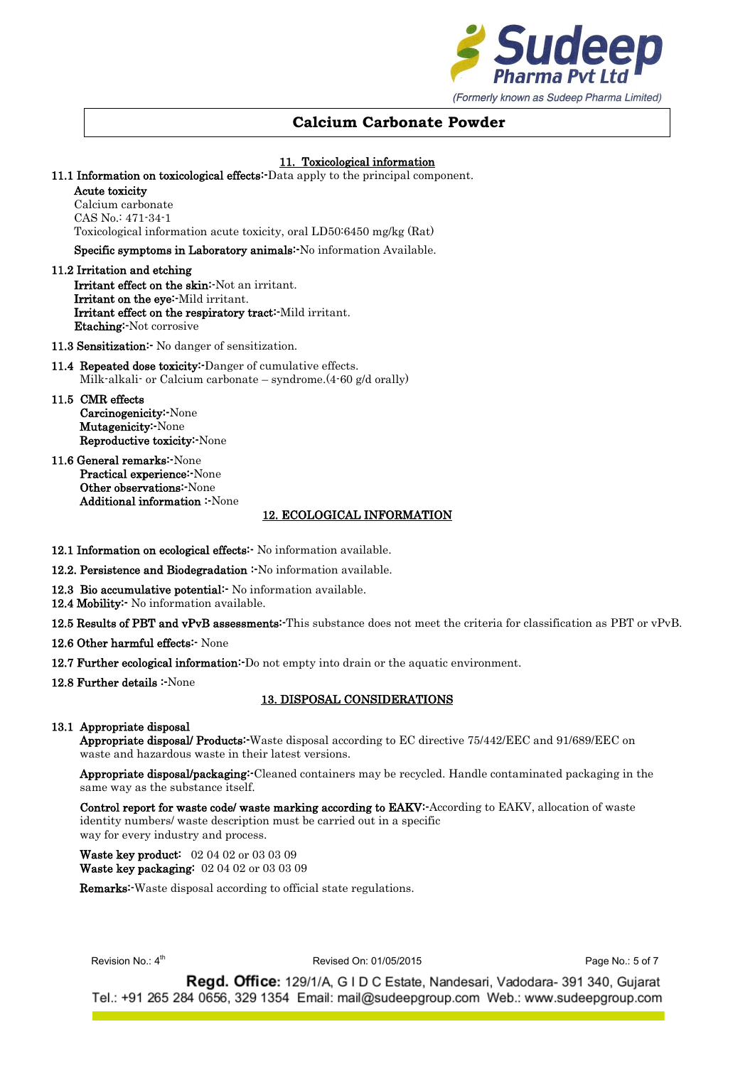# Calcium Carbonate Powder

## 11. Toxicological information

**11.1 Information on toxicological effects**:-Data apply to the principal component.

**Acute toxicity**
Calcium carbonate
CAS No.: 471-34-1
Toxicological information acute toxicity, oral LD50:6450 mg/kg (Rat)

**Specific symptoms in Laboratory animals**:-No information Available.

**11.2 Irritation and etching**

**Irritant effect on the skin**:-Not an irritant.
**Irritant on the eye**:-Mild irritant.
**Irritant effect on the respiratory tract**:-Mild irritant.
**Etaching**:-Not corrosive

**11.3 Sensitization**:- No danger of sensitization.

**11.4 Repeated dose toxicity**:-Danger of cumulative effects.
Milk-alkali- or Calcium carbonate – syndrome.(4-60 g/d orally)

**11.5 CMR effects**

**Carcinogenicity**:-None
**Mutagenicity**:-None
**Reproductive toxicity**:-None

**11.6 General remarks**:-None

**Practical experience**:-None
**Other observations**:-None
**Additional information** :-None

## 12. ECOLOGICAL INFORMATION

**12.1 Information on ecological effects**:- No information available.

**12.2. Persistence and Biodegradation** :-No information available.

**12.3 Bio accumulative potential**:- No information available.

**12.4 Mobility**:- No information available.

**12.5 Results of PBT and vPvB assessments**:-This substance does not meet the criteria for classification as PBT or vPvB.

**12.6 Other harmful effects**:- None

**12.7 Further ecological information**:-Do not empty into drain or the aquatic environment.

**12.8 Further details** :-None

## 13. DISPOSAL CONSIDERATIONS

**13.1 Appropriate disposal**

**Appropriate disposal/ Products**:-Waste disposal according to EC directive 75/442/EEC and 91/689/EEC on waste and hazardous waste in their latest versions.

**Appropriate disposal/packaging**:-Cleaned containers may be recycled. Handle contaminated packaging in the same way as the substance itself.

**Control report for waste code/ waste marking according to EAKV**:-According to EAKV, allocation of waste identity numbers/ waste description must be carried out in a specific way for every industry and process.

**Waste key product**: 02 04 02 or 03 03 09
**Waste key packaging**: 02 04 02 or 03 03 09

**Remarks**:-Waste disposal according to official state regulations.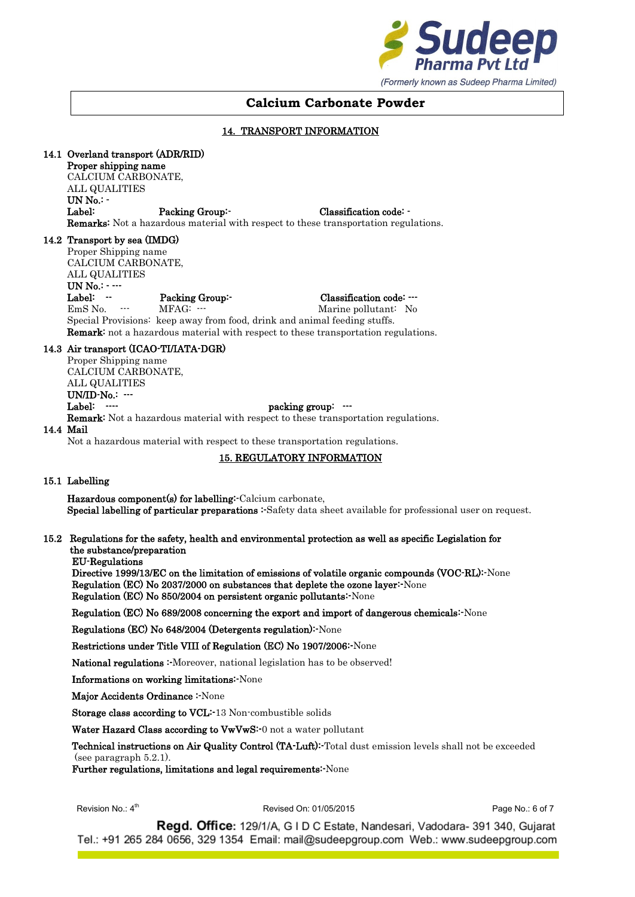## Calcium Carbonate Powder

### 14. TRANSPORT INFORMATION

**14.1 Overland transport (ADR/RID)**

**Proper shipping name**
CALCIUM CARBONATE,
ALL QUALITIES
**UN No.:** -
**Label:** **Packing Group:**- **Classification code:** -
**Remarks:** Not a hazardous material with respect to these transportation regulations.

**14.2 Transport by sea (IMDG)**

Proper Shipping name
CALCIUM CARBONATE,
ALL QUALITIES
**UN No.:** - ---
**Label:** -- **Packing Group:**- **Classification code:** ---
EmS No. --- MFAG: --- Marine pollutant: No
Special Provisions: keep away from food, drink and animal feeding stuffs.
**Remark:** not a hazardous material with respect to these transportation regulations.

**14.3 Air transport (ICAO-TI/IATA-DGR)**

Proper Shipping name
CALCIUM CARBONATE,
ALL QUALITIES
**UN/ID-No.:** ---
**Label:** ---- **packing group:** ---
**Remark:** Not a hazardous material with respect to these transportation regulations.

**14.4 Mail**

Not a hazardous material with respect to these transportation regulations.

### 15. REGULATORY INFORMATION

**15.1 Labelling**

**Hazardous component(s) for labelling:**-Calcium carbonate,
**Special labelling of particular preparations** :-Safety data sheet available for professional user on request.

**15.2 Regulations for the safety, health and environmental protection as well as specific Legislation for the substance/preparation**

**EU-Regulations**
**Directive 1999/13/EC on the limitation of emissions of volatile organic compounds (VOC-RL):**-None
**Regulation (EC) No 2037/2000 on substances that deplete the ozone layer:**-None
**Regulation (EC) No 850/2004 on persistent organic pollutants:**-None

**Regulation (EC) No 689/2008 concerning the export and import of dangerous chemicals:**-None

**Regulations (EC) No 648/2004 (Detergents regulation):**-None

**Restrictions under Title VIII of Regulation (EC) No 1907/2006:**-None

**National regulations** :-Moreover, national legislation has to be observed!

**Informations on working limitations:**-None

**Major Accidents Ordinance** :-None

**Storage class according to VCL:**-13 Non-combustible solids

**Water Hazard Class according to VwVwS:**-0 not a water pollutant

**Technical instructions on Air Quality Control (TA-Luft):**-Total dust emission levels shall not be exceeded (see paragraph 5.2.1).
**Further regulations, limitations and legal requirements:**-None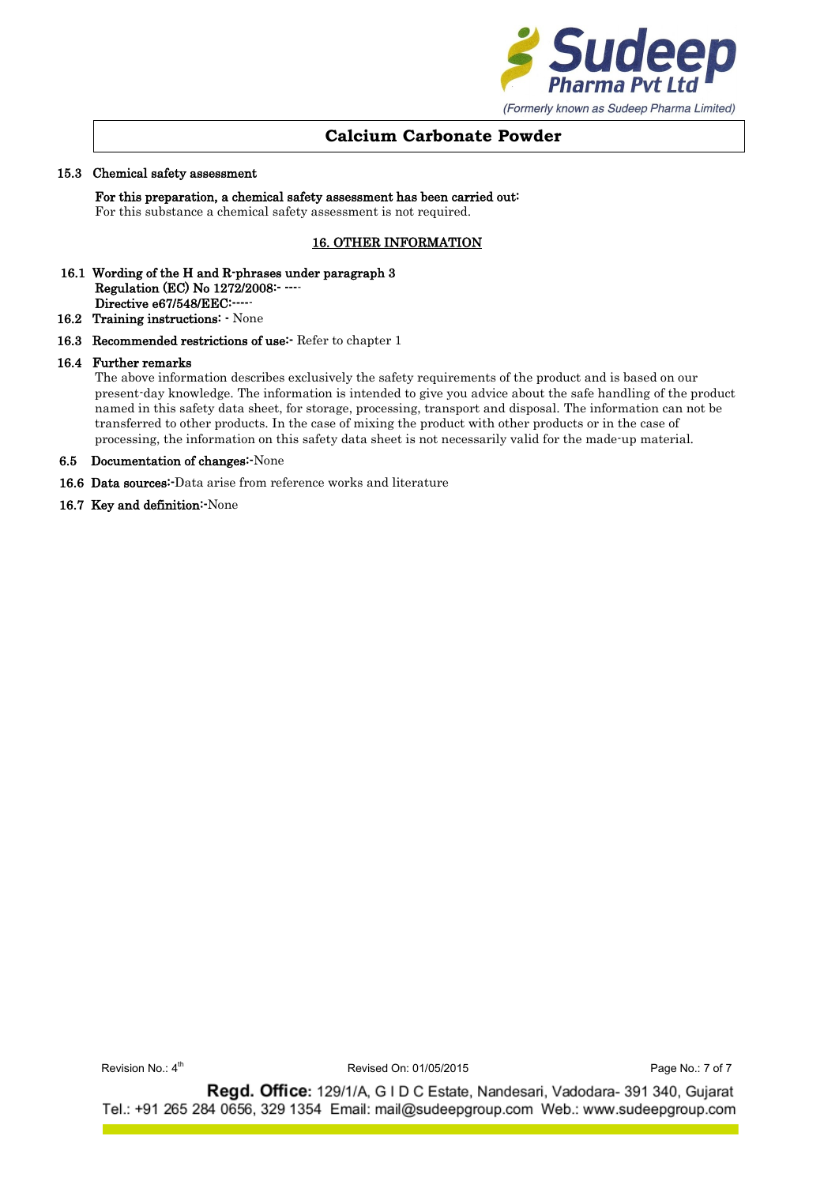### 15.3 Chemical safety assessment

**For this preparation, a chemical safety assessment has been carried out:**
For this substance a chemical safety assessment is not required.

## 16. OTHER INFORMATION

**16.1 Wording of the H and R-phrases under paragraph 3**
**Regulation (EC) No 1272/2008:- ----**
**Directive e67/548/EEC:-----**

**16.2 Training instructions: -** None

**16.3 Recommended restrictions of use:-** Refer to chapter 1

**16.4 Further remarks**
The above information describes exclusively the safety requirements of the product and is based on our present-day knowledge. The information is intended to give you advice about the safe handling of the product named in this safety data sheet, for storage, processing, transport and disposal. The information can not be transferred to other products. In the case of mixing the product with other products or in the case of processing, the information on this safety data sheet is not necessarily valid for the made-up material.

**6.5 Documentation of changes:-**None

**16.6 Data sources:-**Data arise from reference works and literature

**16.7 Key and definition:-**None